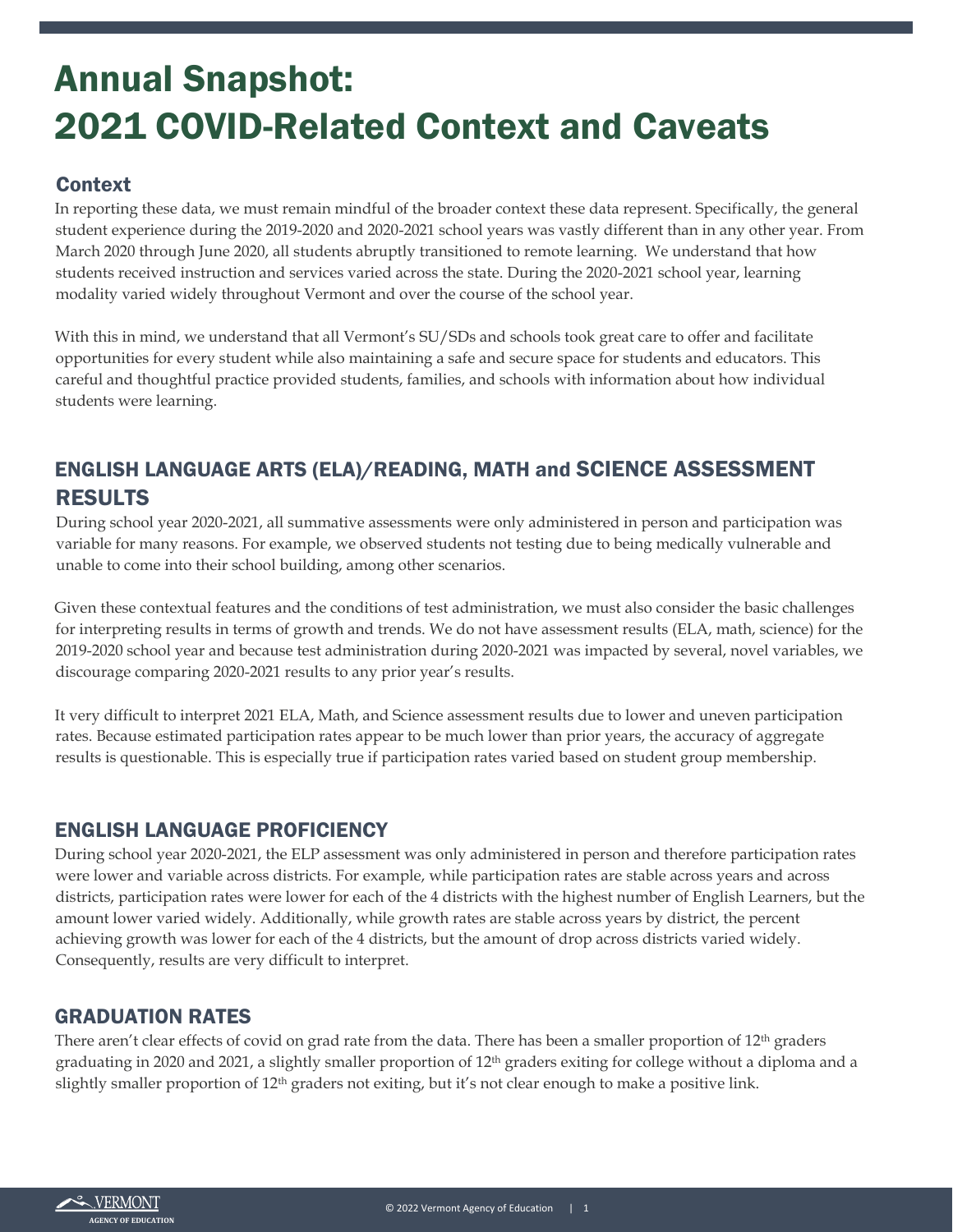# Annual Snapshot: 2021 COVID-Related Context and Caveats

## Context

In reporting these data, we must remain mindful of the broader context these data represent. Specifically, the general student experience during the 2019-2020 and 2020-2021 school years was vastly different than in any other year. From March 2020 through June 2020, all students abruptly transitioned to remote learning. We understand that how students received instruction and services varied across the state. During the 2020-2021 school year, learning modality varied widely throughout Vermont and over the course of the school year.

With this in mind, we understand that all Vermont's SU/SDs and schools took great care to offer and facilitate opportunities for every student while also maintaining a safe and secure space for students and educators. This careful and thoughtful practice provided students, families, and schools with information about how individual students were learning.

## ENGLISH LANGUAGE ARTS (ELA)/READING, MATH and SCIENCE ASSESSMENT RESULTS

During school year 2020-2021, all summative assessments were only administered in person and participation was variable for many reasons. For example, we observed students not testing due to being medically vulnerable and unable to come into their school building, among other scenarios.

Given these contextual features and the conditions of test administration, we must also consider the basic challenges for interpreting results in terms of growth and trends. We do not have assessment results (ELA, math, science) for the 2019-2020 school year and because test administration during 2020-2021 was impacted by several, novel variables, we discourage comparing 2020-2021 results to any prior year's results.

It very difficult to interpret 2021 ELA, Math, and Science assessment results due to lower and uneven participation rates. Because estimated participation rates appear to be much lower than prior years, the accuracy of aggregate results is questionable. This is especially true if participation rates varied based on student group membership.

## ENGLISH LANGUAGE PROFICIENCY

During school year 2020-2021, the ELP assessment was only administered in person and therefore participation rates were lower and variable across districts. For example, while participation rates are stable across years and across districts, participation rates were lower for each of the 4 districts with the highest number of English Learners, but the amount lower varied widely. Additionally, while growth rates are stable across years by district, the percent achieving growth was lower for each of the 4 districts, but the amount of drop across districts varied widely. Consequently, results are very difficult to interpret.

## GRADUATION RATES

There aren't clear effects of covid on grad rate from the data. There has been a smaller proportion of 12th graders graduating in 2020 and 2021, a slightly smaller proportion of 12th graders exiting for college without a diploma and a slightly smaller proportion of 12th graders not exiting, but it's not clear enough to make a positive link.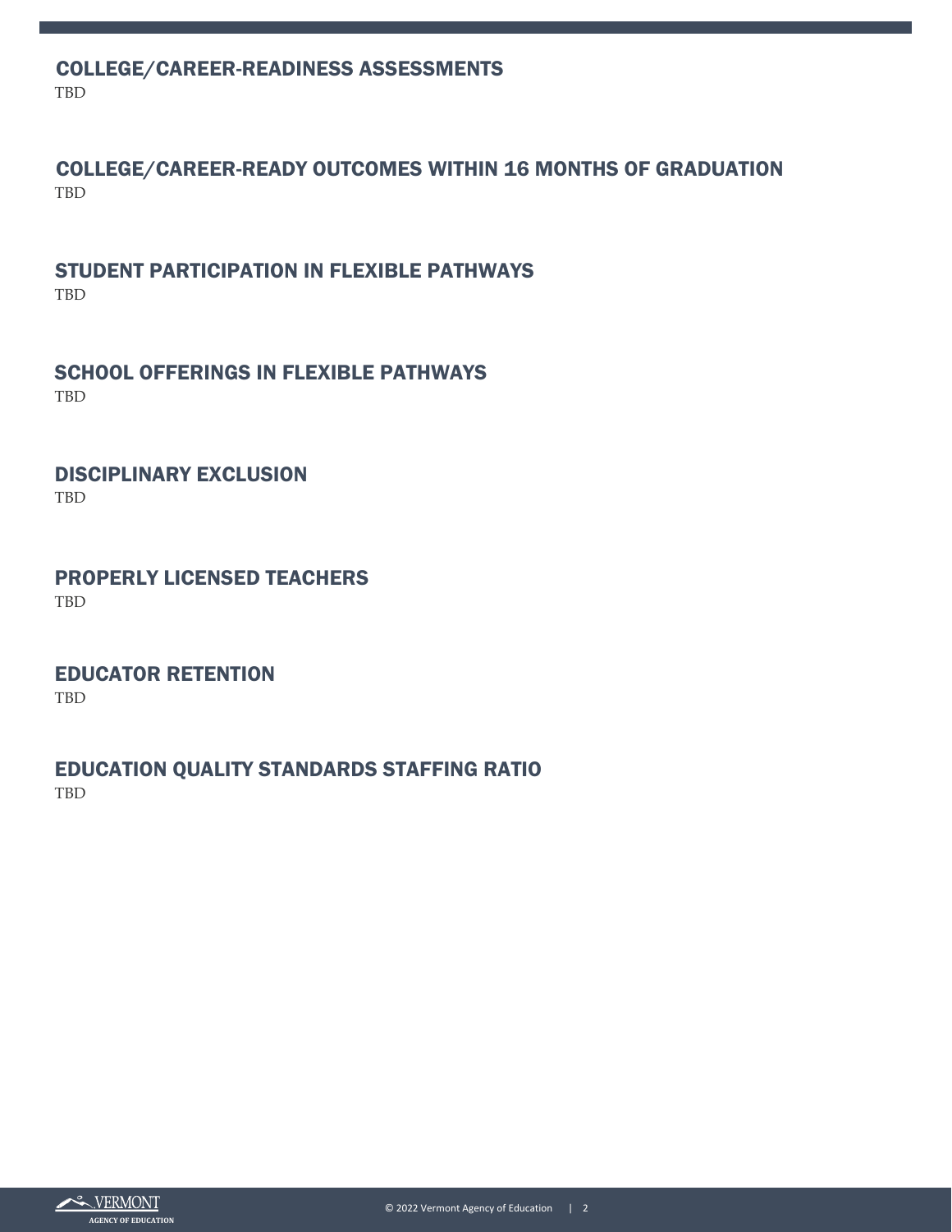## COLLEGE/CAREER-READINESS ASSESSMENTS

TBD

## COLLEGE/CAREER-READY OUTCOMES WITHIN 16 MONTHS OF GRADUATION

TBD

## STUDENT PARTICIPATION IN FLEXIBLE PATHWAYS

TBD

## SCHOOL OFFERINGS IN FLEXIBLE PATHWAYS

TBD

## DISCIPLINARY EXCLUSION

TBD

## PROPERLY LICENSED TEACHERS

TBD

## EDUCATOR RETENTION

TBD

## EDUCATION QUALITY STANDARDS STAFFING RATIO

TBD